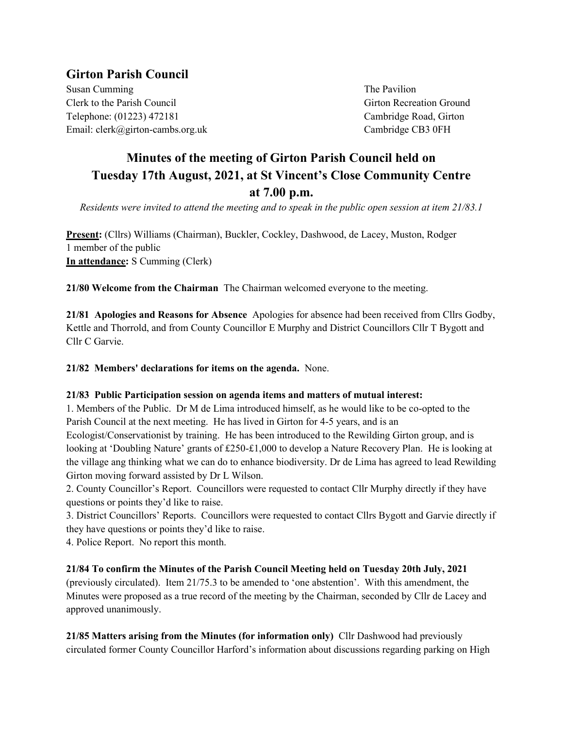## Girton Parish Council

Susan Cumming
Clerk to the Parish Council
Telephone: (01223) 472181
Email: clerk@girton-cambs.org.uk

The Pavilion
Girton Recreation Ground
Cambridge Road, Girton
Cambridge CB3 0FH

# Minutes of the meeting of Girton Parish Council held on Tuesday 17th August, 2021, at St Vincent's Close Community Centre at 7.00 p.m.

*Residents were invited to attend the meeting and to speak in the public open session at item 21/83.1*

**Present:** (Cllrs) Williams (Chairman), Buckler, Cockley, Dashwood, de Lacey, Muston, Rodger
1 member of the public
**In attendance:** S Cumming (Clerk)

**21/80 Welcome from the Chairman** The Chairman welcomed everyone to the meeting.

**21/81 Apologies and Reasons for Absence** Apologies for absence had been received from Cllrs Godby, Kettle and Thorrold, and from County Councillor E Murphy and District Councillors Cllr T Bygott and Cllr C Garvie.

**21/82 Members' declarations for items on the agenda.** None.

**21/83 Public Participation session on agenda items and matters of mutual interest:**

1. Members of the Public. Dr M de Lima introduced himself, as he would like to be co-opted to the Parish Council at the next meeting. He has lived in Girton for 4-5 years, and is an Ecologist/Conservationist by training. He has been introduced to the Rewilding Girton group, and is looking at 'Doubling Nature' grants of £250-£1,000 to develop a Nature Recovery Plan. He is looking at the village ang thinking what we can do to enhance biodiversity. Dr de Lima has agreed to lead Rewilding Girton moving forward assisted by Dr L Wilson.
2. County Councillor's Report. Councillors were requested to contact Cllr Murphy directly if they have questions or points they'd like to raise.
3. District Councillors' Reports. Councillors were requested to contact Cllrs Bygott and Garvie directly if they have questions or points they'd like to raise.
4. Police Report. No report this month.

**21/84 To confirm the Minutes of the Parish Council Meeting held on Tuesday 20th July, 2021** (previously circulated). Item 21/75.3 to be amended to 'one abstention'. With this amendment, the Minutes were proposed as a true record of the meeting by the Chairman, seconded by Cllr de Lacey and approved unanimously.

**21/85 Matters arising from the Minutes (for information only)** Cllr Dashwood had previously circulated former County Councillor Harford's information about discussions regarding parking on High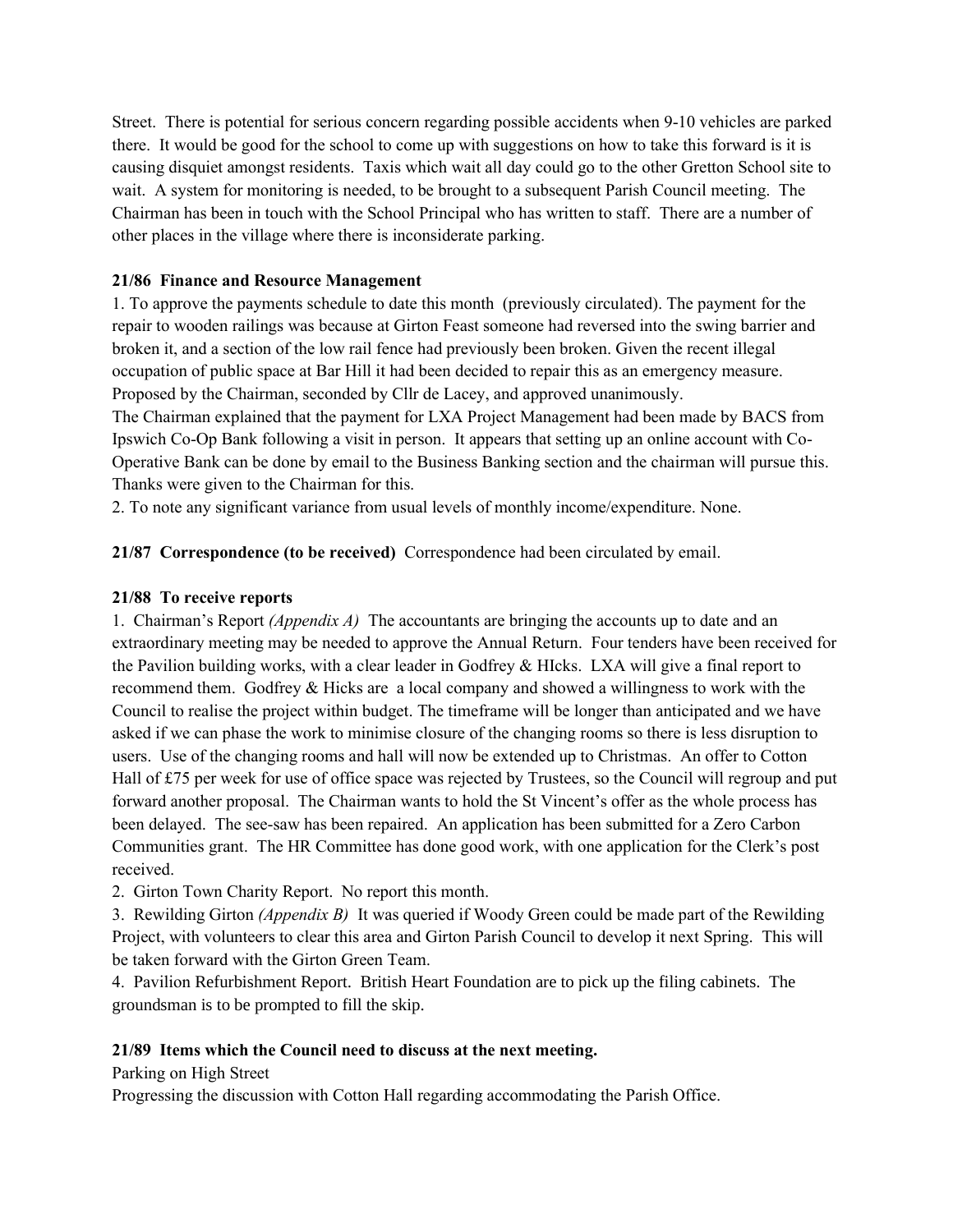Street. There is potential for serious concern regarding possible accidents when 9-10 vehicles are parked there. It would be good for the school to come up with suggestions on how to take this forward is it is causing disquiet amongst residents. Taxis which wait all day could go to the other Gretton School site to wait. A system for monitoring is needed, to be brought to a subsequent Parish Council meeting. The Chairman has been in touch with the School Principal who has written to staff. There are a number of other places in the village where there is inconsiderate parking.

**21/86 Finance and Resource Management**

1. To approve the payments schedule to date this month (previously circulated). The payment for the repair to wooden railings was because at Girton Feast someone had reversed into the swing barrier and broken it, and a section of the low rail fence had previously been broken. Given the recent illegal occupation of public space at Bar Hill it had been decided to repair this as an emergency measure. Proposed by the Chairman, seconded by Cllr de Lacey, and approved unanimously.
The Chairman explained that the payment for LXA Project Management had been made by BACS from Ipswich Co-Op Bank following a visit in person. It appears that setting up an online account with Co-Operative Bank can be done by email to the Business Banking section and the chairman will pursue this. Thanks were given to the Chairman for this.
2. To note any significant variance from usual levels of monthly income/expenditure. None.

**21/87 Correspondence (to be received)** Correspondence had been circulated by email.

**21/88 To receive reports**

1. Chairman's Report *(Appendix A)* The accountants are bringing the accounts up to date and an extraordinary meeting may be needed to approve the Annual Return. Four tenders have been received for the Pavilion building works, with a clear leader in Godfrey & HIcks. LXA will give a final report to recommend them. Godfrey & Hicks are a local company and showed a willingness to work with the Council to realise the project within budget. The timeframe will be longer than anticipated and we have asked if we can phase the work to minimise closure of the changing rooms so there is less disruption to users. Use of the changing rooms and hall will now be extended up to Christmas. An offer to Cotton Hall of £75 per week for use of office space was rejected by Trustees, so the Council will regroup and put forward another proposal. The Chairman wants to hold the St Vincent's offer as the whole process has been delayed. The see-saw has been repaired. An application has been submitted for a Zero Carbon Communities grant. The HR Committee has done good work, with one application for the Clerk's post received.
2. Girton Town Charity Report. No report this month.
3. Rewilding Girton *(Appendix B)* It was queried if Woody Green could be made part of the Rewilding Project, with volunteers to clear this area and Girton Parish Council to develop it next Spring. This will be taken forward with the Girton Green Team.
4. Pavilion Refurbishment Report. British Heart Foundation are to pick up the filing cabinets. The groundsman is to be prompted to fill the skip.

**21/89 Items which the Council need to discuss at the next meeting.**

Parking on High Street
Progressing the discussion with Cotton Hall regarding accommodating the Parish Office.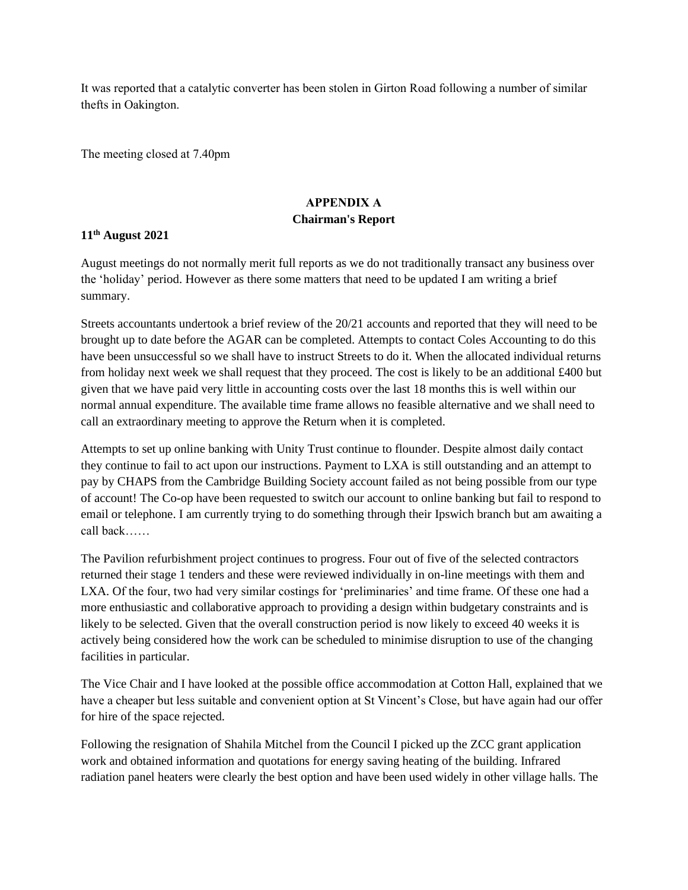It was reported that a catalytic converter has been stolen in Girton Road following a number of similar thefts in Oakington.

The meeting closed at 7.40pm

## APPENDIX A
## Chairman's Report

**11th August 2021**

August meetings do not normally merit full reports as we do not traditionally transact any business over the 'holiday' period. However as there some matters that need to be updated I am writing a brief summary.

Streets accountants undertook a brief review of the 20/21 accounts and reported that they will need to be brought up to date before the AGAR can be completed. Attempts to contact Coles Accounting to do this have been unsuccessful so we shall have to instruct Streets to do it. When the allocated individual returns from holiday next week we shall request that they proceed. The cost is likely to be an additional £400 but given that we have paid very little in accounting costs over the last 18 months this is well within our normal annual expenditure. The available time frame allows no feasible alternative and we shall need to call an extraordinary meeting to approve the Return when it is completed.

Attempts to set up online banking with Unity Trust continue to flounder. Despite almost daily contact they continue to fail to act upon our instructions. Payment to LXA is still outstanding and an attempt to pay by CHAPS from the Cambridge Building Society account failed as not being possible from our type of account! The Co-op have been requested to switch our account to online banking but fail to respond to email or telephone. I am currently trying to do something through their Ipswich branch but am awaiting a call back……

The Pavilion refurbishment project continues to progress. Four out of five of the selected contractors returned their stage 1 tenders and these were reviewed individually in on-line meetings with them and LXA. Of the four, two had very similar costings for 'preliminaries' and time frame. Of these one had a more enthusiastic and collaborative approach to providing a design within budgetary constraints and is likely to be selected. Given that the overall construction period is now likely to exceed 40 weeks it is actively being considered how the work can be scheduled to minimise disruption to use of the changing facilities in particular.

The Vice Chair and I have looked at the possible office accommodation at Cotton Hall, explained that we have a cheaper but less suitable and convenient option at St Vincent's Close, but have again had our offer for hire of the space rejected.

Following the resignation of Shahila Mitchel from the Council I picked up the ZCC grant application work and obtained information and quotations for energy saving heating of the building. Infrared radiation panel heaters were clearly the best option and have been used widely in other village halls. The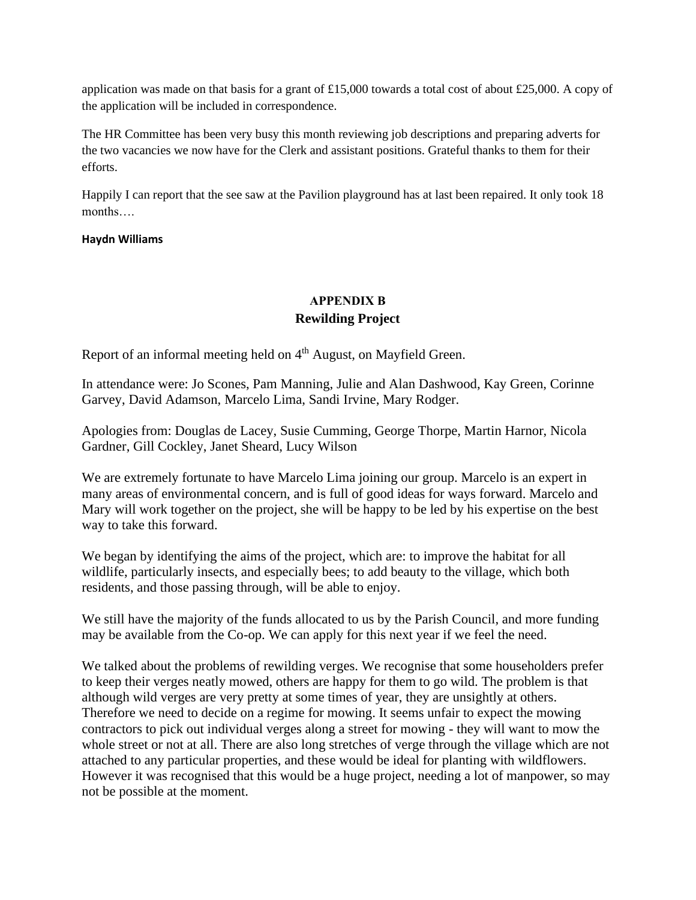application was made on that basis for a grant of £15,000 towards a total cost of about £25,000. A copy of the application will be included in correspondence.

The HR Committee has been very busy this month reviewing job descriptions and preparing adverts for the two vacancies we now have for the Clerk and assistant positions. Grateful thanks to them for their efforts.

Happily I can report that the see saw at the Pavilion playground has at last been repaired. It only took 18 months….

**Haydn Williams**

## APPENDIX B
## Rewilding Project

Report of an informal meeting held on 4th August, on Mayfield Green.

In attendance were: Jo Scones, Pam Manning, Julie and Alan Dashwood, Kay Green, Corinne Garvey, David Adamson, Marcelo Lima, Sandi Irvine, Mary Rodger.

Apologies from: Douglas de Lacey, Susie Cumming, George Thorpe, Martin Harnor, Nicola Gardner, Gill Cockley, Janet Sheard, Lucy Wilson

We are extremely fortunate to have Marcelo Lima joining our group. Marcelo is an expert in many areas of environmental concern, and is full of good ideas for ways forward. Marcelo and Mary will work together on the project, she will be happy to be led by his expertise on the best way to take this forward.

We began by identifying the aims of the project, which are: to improve the habitat for all wildlife, particularly insects, and especially bees; to add beauty to the village, which both residents, and those passing through, will be able to enjoy.

We still have the majority of the funds allocated to us by the Parish Council, and more funding may be available from the Co-op. We can apply for this next year if we feel the need.

We talked about the problems of rewilding verges. We recognise that some householders prefer to keep their verges neatly mowed, others are happy for them to go wild. The problem is that although wild verges are very pretty at some times of year, they are unsightly at others. Therefore we need to decide on a regime for mowing. It seems unfair to expect the mowing contractors to pick out individual verges along a street for mowing - they will want to mow the whole street or not at all. There are also long stretches of verge through the village which are not attached to any particular properties, and these would be ideal for planting with wildflowers. However it was recognised that this would be a huge project, needing a lot of manpower, so may not be possible at the moment.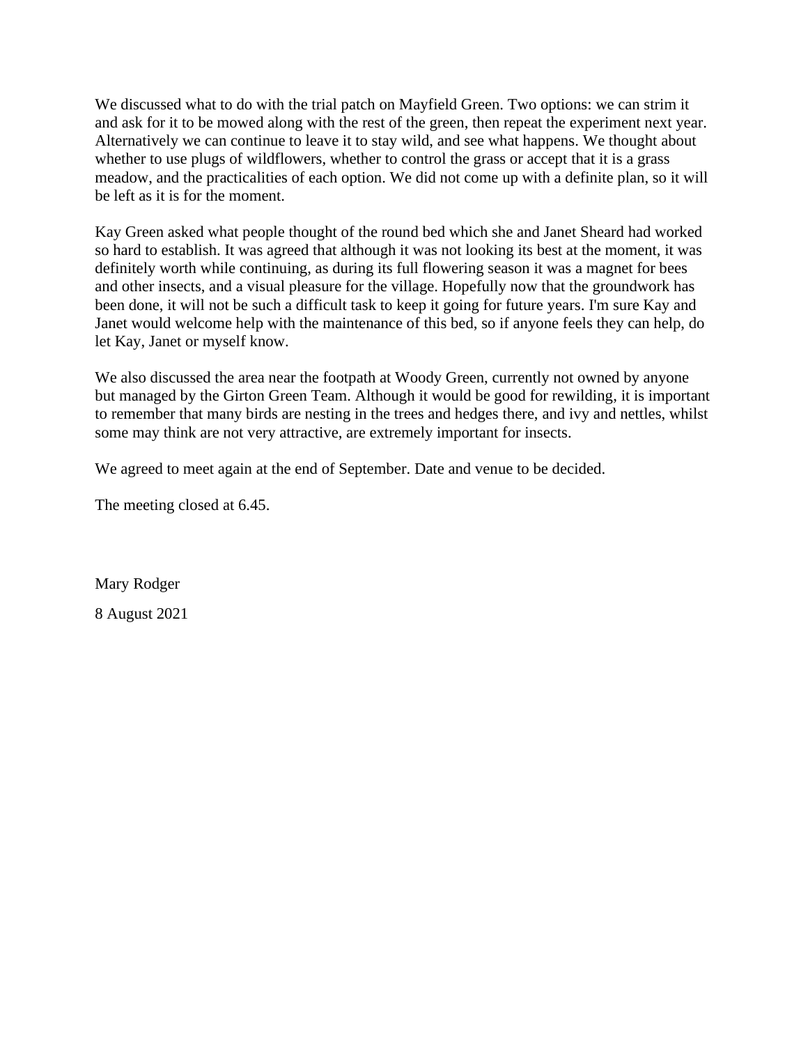We discussed what to do with the trial patch on Mayfield Green. Two options: we can strim it and ask for it to be mowed along with the rest of the green, then repeat the experiment next year. Alternatively we can continue to leave it to stay wild, and see what happens. We thought about whether to use plugs of wildflowers, whether to control the grass or accept that it is a grass meadow, and the practicalities of each option. We did not come up with a definite plan, so it will be left as it is for the moment.

Kay Green asked what people thought of the round bed which she and Janet Sheard had worked so hard to establish. It was agreed that although it was not looking its best at the moment, it was definitely worth while continuing, as during its full flowering season it was a magnet for bees and other insects, and a visual pleasure for the village. Hopefully now that the groundwork has been done, it will not be such a difficult task to keep it going for future years. I'm sure Kay and Janet would welcome help with the maintenance of this bed, so if anyone feels they can help, do let Kay, Janet or myself know.

We also discussed the area near the footpath at Woody Green, currently not owned by anyone but managed by the Girton Green Team. Although it would be good for rewilding, it is important to remember that many birds are nesting in the trees and hedges there, and ivy and nettles, whilst some may think are not very attractive, are extremely important for insects.

We agreed to meet again at the end of September. Date and venue to be decided.

The meeting closed at 6.45.

Mary Rodger

8 August 2021